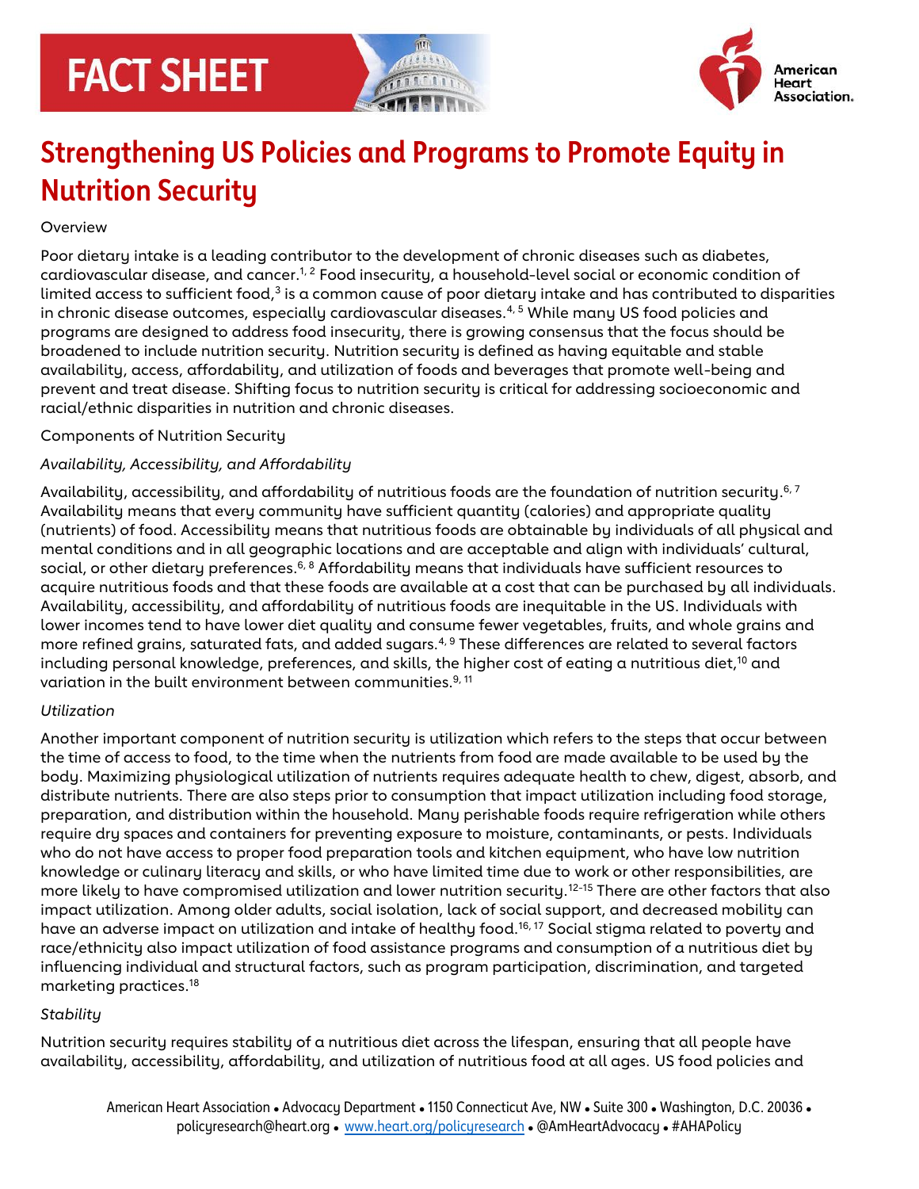# FACT SHEET

# Strengthening US Policies and Programs to Promote Equity in Nutrition Security

## Overview

Poor dietary intake is a leading contributor to the development of chronic diseases such as diabetes, cardiovascular disease, and cancer.[1, 2] Food insecurity, a household-level social or economic condition of limited access to sufficient food,[3] is a common cause of poor dietary intake and has contributed to disparities in chronic disease outcomes, especially cardiovascular diseases.[4, 5] While many US food policies and programs are designed to address food insecurity, there is growing consensus that the focus should be broadened to include nutrition security. Nutrition security is defined as having equitable and stable availability, access, affordability, and utilization of foods and beverages that promote well-being and prevent and treat disease. Shifting focus to nutrition security is critical for addressing socioeconomic and racial/ethnic disparities in nutrition and chronic diseases.

## Components of Nutrition Security

### *Availability, Accessibility, and Affordability*

Availability, accessibility, and affordability of nutritious foods are the foundation of nutrition security.[6, 7] Availability means that every community have sufficient quantity (calories) and appropriate quality (nutrients) of food. Accessibility means that nutritious foods are obtainable by individuals of all physical and mental conditions and in all geographic locations and are acceptable and align with individuals' cultural, social, or other dietary preferences.[6, 8] Affordability means that individuals have sufficient resources to acquire nutritious foods and that these foods are available at a cost that can be purchased by all individuals. Availability, accessibility, and affordability of nutritious foods are inequitable in the US. Individuals with lower incomes tend to have lower diet quality and consume fewer vegetables, fruits, and whole grains and more refined grains, saturated fats, and added sugars.[4, 9] These differences are related to several factors including personal knowledge, preferences, and skills, the higher cost of eating a nutritious diet,[10] and variation in the built environment between communities.[9, 11]

### *Utilization*

Another important component of nutrition security is utilization which refers to the steps that occur between the time of access to food, to the time when the nutrients from food are made available to be used by the body. Maximizing physiological utilization of nutrients requires adequate health to chew, digest, absorb, and distribute nutrients. There are also steps prior to consumption that impact utilization including food storage, preparation, and distribution within the household. Many perishable foods require refrigeration while others require dry spaces and containers for preventing exposure to moisture, contaminants, or pests. Individuals who do not have access to proper food preparation tools and kitchen equipment, who have low nutrition knowledge or culinary literacy and skills, or who have limited time due to work or other responsibilities, are more likely to have compromised utilization and lower nutrition security.[12-15] There are other factors that also impact utilization. Among older adults, social isolation, lack of social support, and decreased mobility can have an adverse impact on utilization and intake of healthy food.[16, 17] Social stigma related to poverty and race/ethnicity also impact utilization of food assistance programs and consumption of a nutritious diet by influencing individual and structural factors, such as program participation, discrimination, and targeted marketing practices.[18]

### *Stability*

Nutrition security requires stability of a nutritious diet across the lifespan, ensuring that all people have availability, accessibility, affordability, and utilization of nutritious food at all ages. US food policies and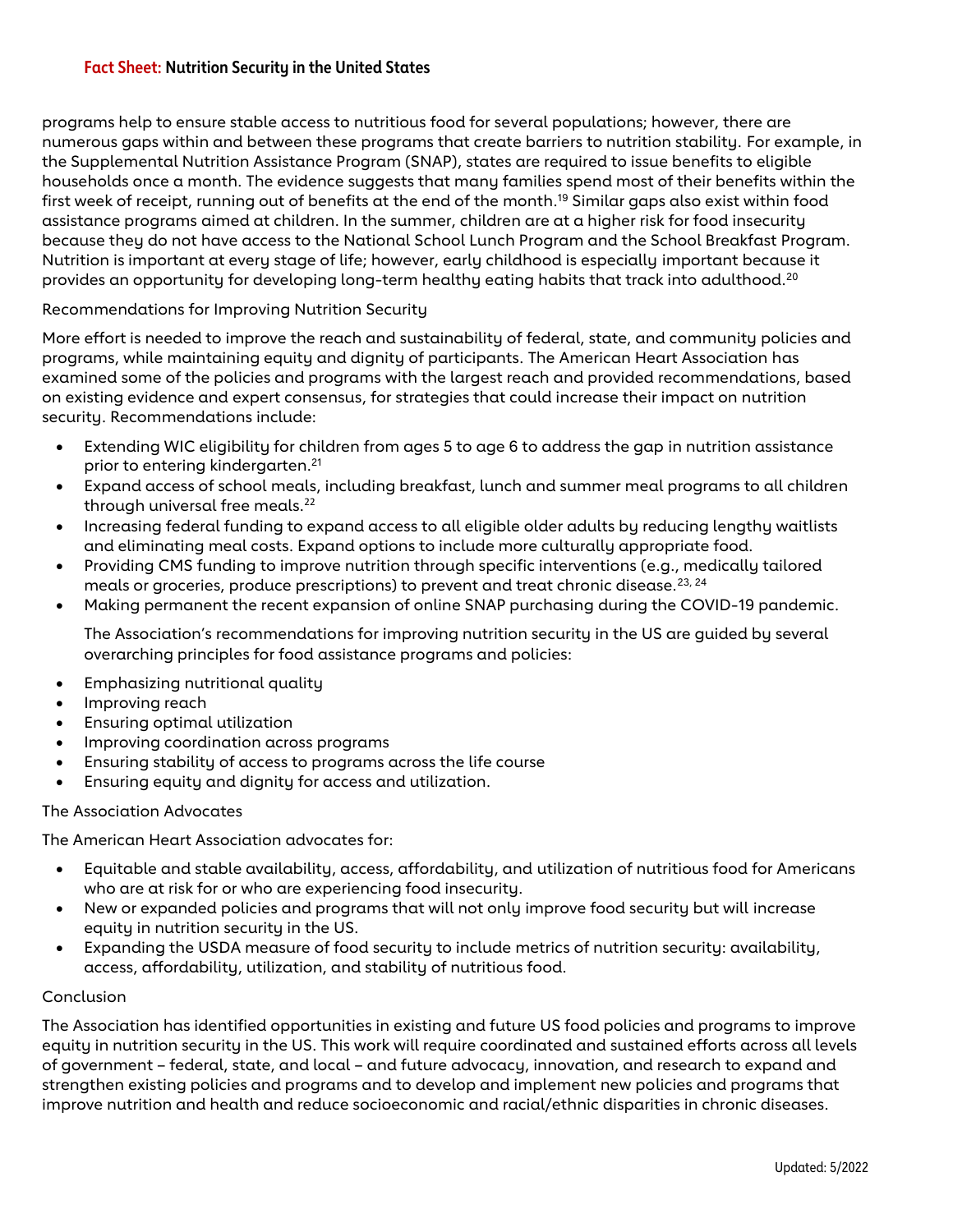programs help to ensure stable access to nutritious food for several populations; however, there are numerous gaps within and between these programs that create barriers to nutrition stability. For example, in the Supplemental Nutrition Assistance Program (SNAP), states are required to issue benefits to eligible households once a month. The evidence suggests that many families spend most of their benefits within the first week of receipt, running out of benefits at the end of the month.[19] Similar gaps also exist within food assistance programs aimed at children. In the summer, children are at a higher risk for food insecurity because they do not have access to the National School Lunch Program and the School Breakfast Program. Nutrition is important at every stage of life; however, early childhood is especially important because it provides an opportunity for developing long-term healthy eating habits that track into adulthood.[20]

## Recommendations for Improving Nutrition Security

More effort is needed to improve the reach and sustainability of federal, state, and community policies and programs, while maintaining equity and dignity of participants. The American Heart Association has examined some of the policies and programs with the largest reach and provided recommendations, based on existing evidence and expert consensus, for strategies that could increase their impact on nutrition security. Recommendations include:

- Extending WIC eligibility for children from ages 5 to age 6 to address the gap in nutrition assistance prior to entering kindergarten.[21]
- Expand access of school meals, including breakfast, lunch and summer meal programs to all children through universal free meals.[22]
- Increasing federal funding to expand access to all eligible older adults by reducing lengthy waitlists and eliminating meal costs. Expand options to include more culturally appropriate food.
- Providing CMS funding to improve nutrition through specific interventions (e.g., medically tailored meals or groceries, produce prescriptions) to prevent and treat chronic disease.[23, 24]
- Making permanent the recent expansion of online SNAP purchasing during the COVID-19 pandemic.

  The Association's recommendations for improving nutrition security in the US are guided by several overarching principles for food assistance programs and policies:

- Emphasizing nutritional quality
- Improving reach
- Ensuring optimal utilization
- Improving coordination across programs
- Ensuring stability of access to programs across the life course
- Ensuring equity and dignity for access and utilization.

## The Association Advocates

The American Heart Association advocates for:

- Equitable and stable availability, access, affordability, and utilization of nutritious food for Americans who are at risk for or who are experiencing food insecurity.
- New or expanded policies and programs that will not only improve food security but will increase equity in nutrition security in the US.
- Expanding the USDA measure of food security to include metrics of nutrition security: availability, access, affordability, utilization, and stability of nutritious food.

## Conclusion

The Association has identified opportunities in existing and future US food policies and programs to improve equity in nutrition security in the US. This work will require coordinated and sustained efforts across all levels of government – federal, state, and local – and future advocacy, innovation, and research to expand and strengthen existing policies and programs and to develop and implement new policies and programs that improve nutrition and health and reduce socioeconomic and racial/ethnic disparities in chronic diseases.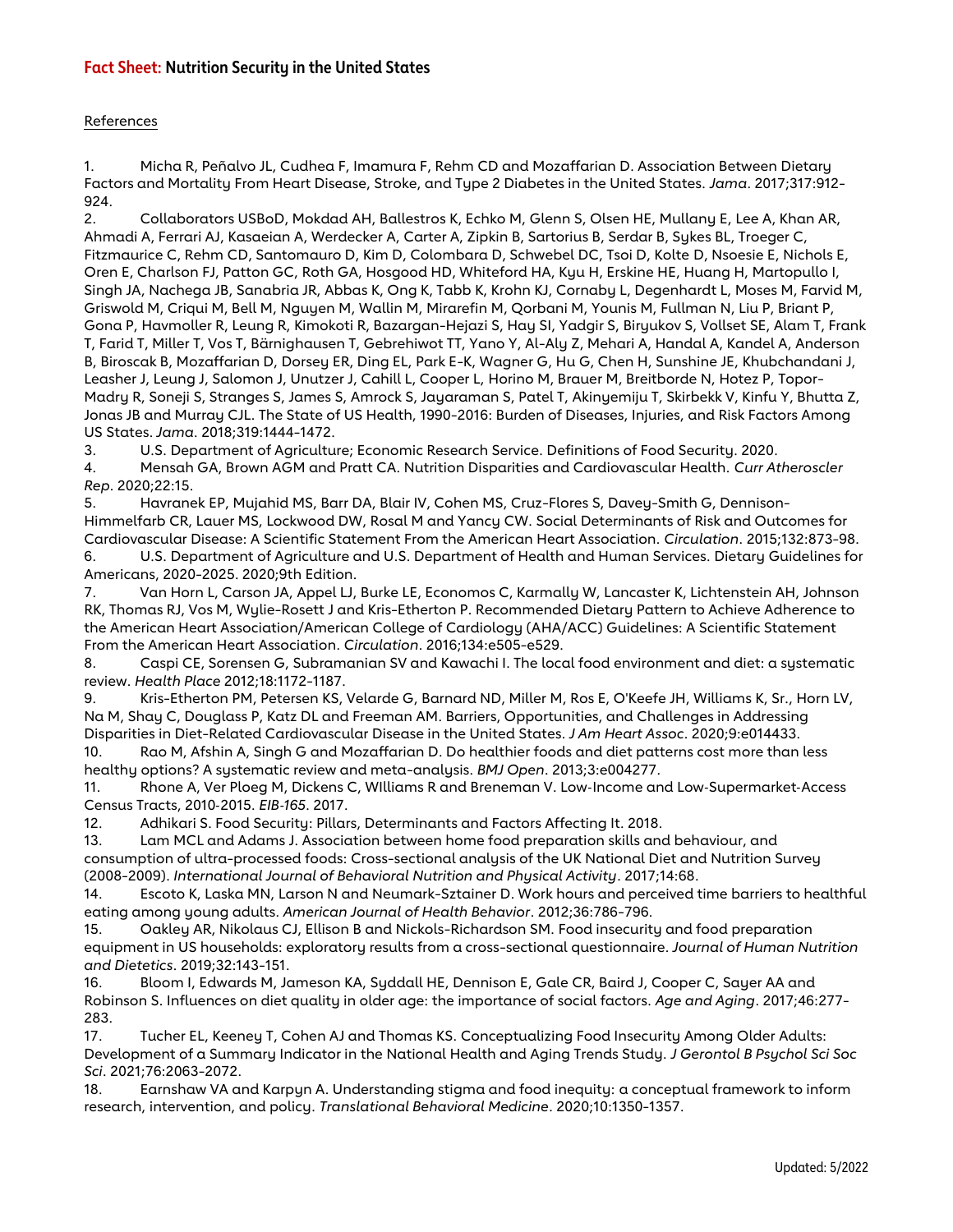Fact Sheet: Nutrition Security in the United States

References

1. Micha R, Peñalvo JL, Cudhea F, Imamura F, Rehm CD and Mozaffarian D. Association Between Dietary Factors and Mortality From Heart Disease, Stroke, and Type 2 Diabetes in the United States. *Jama*. 2017;317:912-924.
2. Collaborators USBoD, Mokdad AH, Ballestros K, Echko M, Glenn S, Olsen HE, Mullany E, Lee A, Khan AR, Ahmadi A, Ferrari AJ, Kasaeian A, Werdecker A, Carter A, Zipkin B, Sartorius B, Serdar B, Sykes BL, Troeger C, Fitzmaurice C, Rehm CD, Santomauro D, Kim D, Colombara D, Schwebel DC, Tsoi D, Kolte D, Nsoesie E, Nichols E, Oren E, Charlson FJ, Patton GC, Roth GA, Hosgood HD, Whiteford HA, Kyu H, Erskine HE, Huang H, Martopullo I, Singh JA, Nachega JB, Sanabria JR, Abbas K, Ong K, Tabb K, Krohn KJ, Cornaby L, Degenhardt L, Moses M, Farvid M, Griswold M, Criqui M, Bell M, Nguyen M, Wallin M, Mirarefin M, Qorbani M, Younis M, Fullman N, Liu P, Briant P, Gona P, Havmoller R, Leung R, Kimokoti R, Bazargan-Hejazi S, Hay SI, Yadgir S, Biryukov S, Vollset SE, Alam T, Frank T, Farid T, Miller T, Vos T, Bärnighausen T, Gebrehiwot TT, Yano Y, Al-Aly Z, Mehari A, Handal A, Kandel A, Anderson B, Biroscak B, Mozaffarian D, Dorsey ER, Ding EL, Park E-K, Wagner G, Hu G, Chen H, Sunshine JE, Khubchandani J, Leasher J, Leung J, Salomon J, Unutzer J, Cahill L, Cooper L, Horino M, Brauer M, Breitborde N, Hotez P, Topor-Madry R, Soneji S, Stranges S, James S, Amrock S, Jayaraman S, Patel T, Akinyemiju T, Skirbekk V, Kinfu Y, Bhutta Z, Jonas JB and Murray CJL. The State of US Health, 1990-2016: Burden of Diseases, Injuries, and Risk Factors Among US States. *Jama*. 2018;319:1444-1472.
3. U.S. Department of Agriculture; Economic Research Service. Definitions of Food Security. 2020.
4. Mensah GA, Brown AGM and Pratt CA. Nutrition Disparities and Cardiovascular Health. *Curr Atheroscler Rep*. 2020;22:15.
5. Havranek EP, Mujahid MS, Barr DA, Blair IV, Cohen MS, Cruz-Flores S, Davey-Smith G, Dennison-Himmelfarb CR, Lauer MS, Lockwood DW, Rosal M and Yancy CW. Social Determinants of Risk and Outcomes for Cardiovascular Disease: A Scientific Statement From the American Heart Association. *Circulation*. 2015;132:873-98.
6. U.S. Department of Agriculture and U.S. Department of Health and Human Services. Dietary Guidelines for Americans, 2020-2025. 2020;9th Edition.
7. Van Horn L, Carson JA, Appel LJ, Burke LE, Economos C, Karmally W, Lancaster K, Lichtenstein AH, Johnson RK, Thomas RJ, Vos M, Wylie-Rosett J and Kris-Etherton P. Recommended Dietary Pattern to Achieve Adherence to the American Heart Association/American College of Cardiology (AHA/ACC) Guidelines: A Scientific Statement From the American Heart Association. *Circulation*. 2016;134:e505-e529.
8. Caspi CE, Sorensen G, Subramanian SV and Kawachi I. The local food environment and diet: a systematic review. *Health Place* 2012;18:1172-1187.
9. Kris-Etherton PM, Petersen KS, Velarde G, Barnard ND, Miller M, Ros E, O'Keefe JH, Williams K, Sr., Horn LV, Na M, Shay C, Douglass P, Katz DL and Freeman AM. Barriers, Opportunities, and Challenges in Addressing Disparities in Diet-Related Cardiovascular Disease in the United States. *J Am Heart Assoc*. 2020;9:e014433.
10. Rao M, Afshin A, Singh G and Mozaffarian D. Do healthier foods and diet patterns cost more than less healthy options? A systematic review and meta-analysis. *BMJ Open*. 2013;3:e004277.
11. Rhone A, Ver Ploeg M, Dickens C, WIlliams R and Breneman V. Low-Income and Low-Supermarket-Access Census Tracts, 2010-2015. *EIB-165*. 2017.
12. Adhikari S. Food Security: Pillars, Determinants and Factors Affecting It. 2018.
13. Lam MCL and Adams J. Association between home food preparation skills and behaviour, and consumption of ultra-processed foods: Cross-sectional analysis of the UK National Diet and Nutrition Survey (2008-2009). *International Journal of Behavioral Nutrition and Physical Activity*. 2017;14:68.
14. Escoto K, Laska MN, Larson N and Neumark-Sztainer D. Work hours and perceived time barriers to healthful eating among young adults. *American Journal of Health Behavior*. 2012;36:786-796.
15. Oakley AR, Nikolaus CJ, Ellison B and Nickols-Richardson SM. Food insecurity and food preparation equipment in US households: exploratory results from a cross-sectional questionnaire. *Journal of Human Nutrition and Dietetics*. 2019;32:143-151.
16. Bloom I, Edwards M, Jameson KA, Syddall HE, Dennison E, Gale CR, Baird J, Cooper C, Sayer AA and Robinson S. Influences on diet quality in older age: the importance of social factors. *Age and Aging*. 2017;46:277-283.
17. Tucher EL, Keeney T, Cohen AJ and Thomas KS. Conceptualizing Food Insecurity Among Older Adults: Development of a Summary Indicator in the National Health and Aging Trends Study. *J Gerontol B Psychol Sci Soc Sci*. 2021;76:2063-2072.
18. Earnshaw VA and Karpyn A. Understanding stigma and food inequity: a conceptual framework to inform research, intervention, and policy. *Translational Behavioral Medicine*. 2020;10:1350-1357.

Updated: 5/2022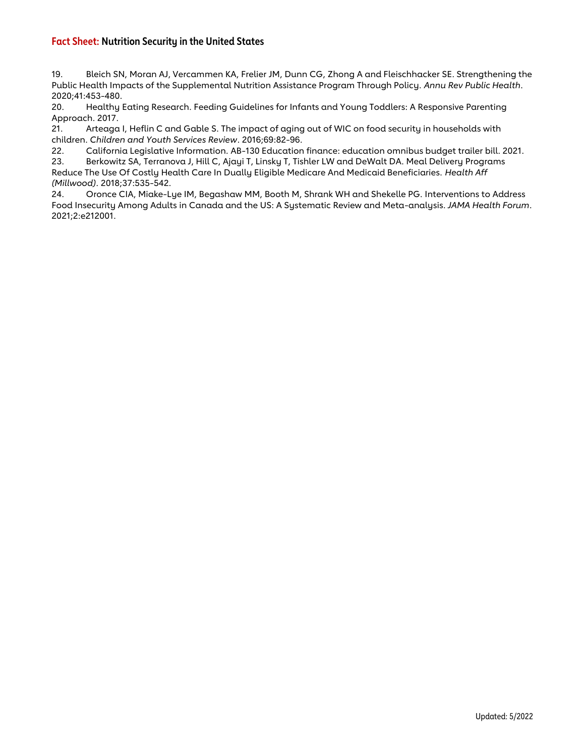19. Bleich SN, Moran AJ, Vercammen KA, Frelier JM, Dunn CG, Zhong A and Fleischhacker SE. Strengthening the Public Health Impacts of the Supplemental Nutrition Assistance Program Through Policy. *Annu Rev Public Health*. 2020;41:453-480.
20. Healthy Eating Research. Feeding Guidelines for Infants and Young Toddlers: A Responsive Parenting Approach. 2017.
21. Arteaga I, Heflin C and Gable S. The impact of aging out of WIC on food security in households with children. *Children and Youth Services Review*. 2016;69:82-96.
22. California Legislative Information. AB-130 Education finance: education omnibus budget trailer bill. 2021.
23. Berkowitz SA, Terranova J, Hill C, Ajayi T, Linsky T, Tishler LW and DeWalt DA. Meal Delivery Programs Reduce The Use Of Costly Health Care In Dually Eligible Medicare And Medicaid Beneficiaries. *Health Aff (Millwood)*. 2018;37:535-542.
24. Oronce CIA, Miake-Lye IM, Begashaw MM, Booth M, Shrank WH and Shekelle PG. Interventions to Address Food Insecurity Among Adults in Canada and the US: A Systematic Review and Meta-analysis. *JAMA Health Forum*. 2021;2:e212001.

Updated: 5/2022